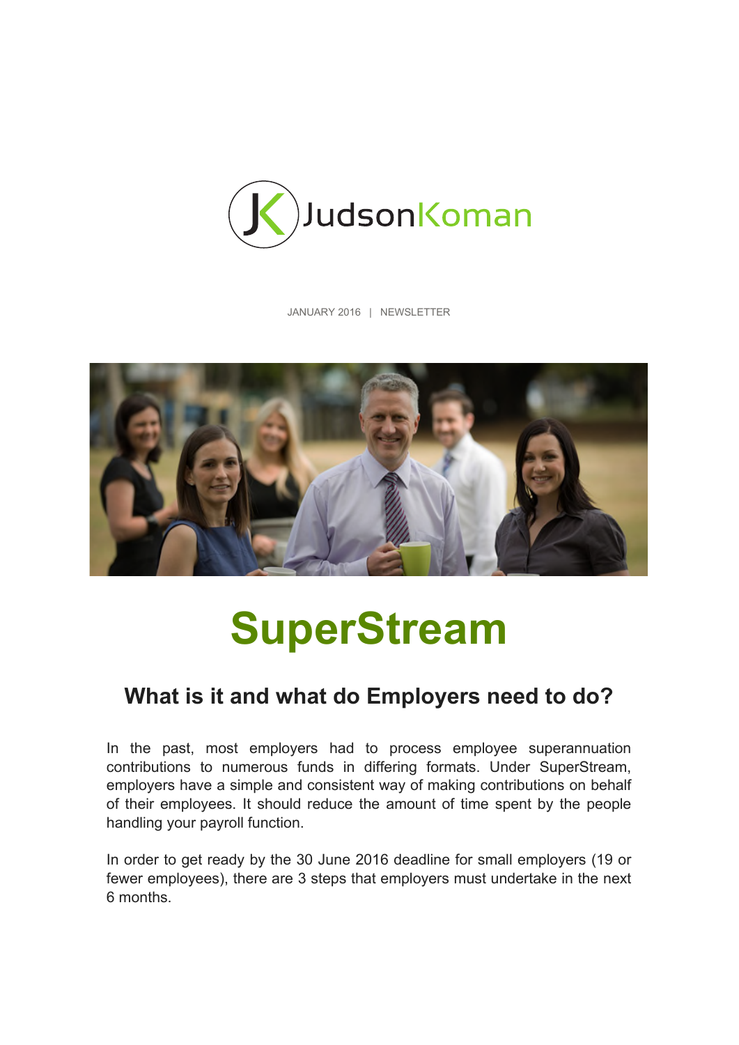JudsonKoman

JANUARY 2016 | NEWSLETTER

# SuperStream

## What is it and what do Employers need to do?

In the past, most employers had to process employee superannuation contributions to numerous funds in differing formats. Under SuperStream, employers have a simple and consistent way of making contributions on behalf of their employees. It should reduce the amount of time spent by the people handling your payroll function.

In order to get ready by the 30 June 2016 deadline for small employers (19 or fewer employees), there are 3 steps that employers must undertake in the next 6 months.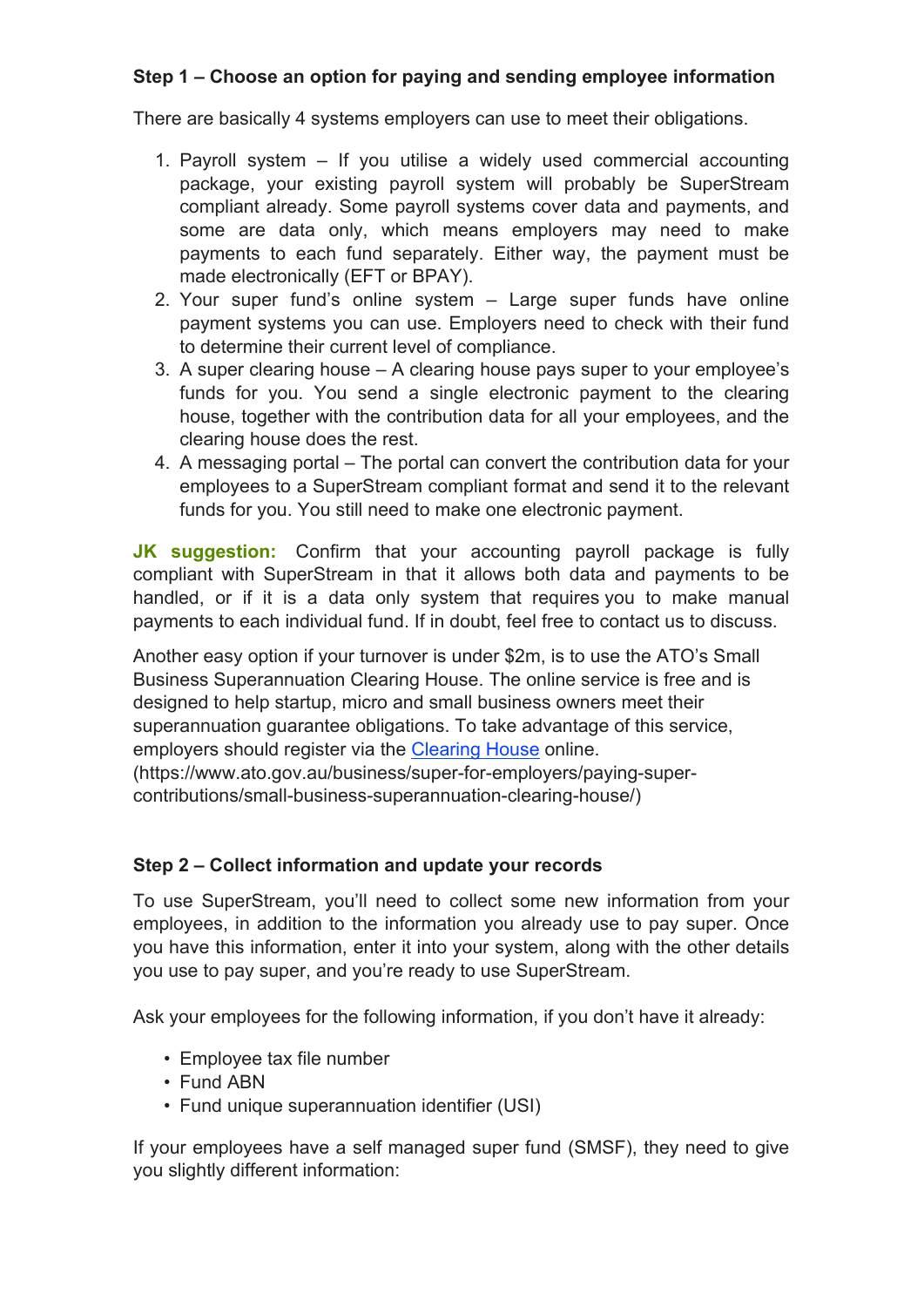**Step 1 – Choose an option for paying and sending employee information**

There are basically 4 systems employers can use to meet their obligations.

1. Payroll system – If you utilise a widely used commercial accounting package, your existing payroll system will probably be SuperStream compliant already. Some payroll systems cover data and payments, and some are data only, which means employers may need to make payments to each fund separately. Either way, the payment must be made electronically (EFT or BPAY).
2. Your super fund's online system – Large super funds have online payment systems you can use. Employers need to check with their fund to determine their current level of compliance.
3. A super clearing house – A clearing house pays super to your employee's funds for you. You send a single electronic payment to the clearing house, together with the contribution data for all your employees, and the clearing house does the rest.
4. A messaging portal – The portal can convert the contribution data for your employees to a SuperStream compliant format and send it to the relevant funds for you. You still need to make one electronic payment.

**JK suggestion:** Confirm that your accounting payroll package is fully compliant with SuperStream in that it allows both data and payments to be handled, or if it is a data only system that requires you to make manual payments to each individual fund. If in doubt, feel free to contact us to discuss.

Another easy option if your turnover is under $2m, is to use the ATO's Small Business Superannuation Clearing House. The online service is free and is designed to help startup, micro and small business owners meet their superannuation guarantee obligations. To take advantage of this service, employers should register via the [Clearing House](https://www.ato.gov.au/business/super-for-employers/paying-super-contributions/small-business-superannuation-clearing-house/) online. (https://www.ato.gov.au/business/super-for-employers/paying-super-contributions/small-business-superannuation-clearing-house/)

**Step 2 – Collect information and update your records**

To use SuperStream, you'll need to collect some new information from your employees, in addition to the information you already use to pay super. Once you have this information, enter it into your system, along with the other details you use to pay super, and you're ready to use SuperStream.

Ask your employees for the following information, if you don't have it already:

- Employee tax file number
- Fund ABN
- Fund unique superannuation identifier (USI)

If your employees have a self managed super fund (SMSF), they need to give you slightly different information: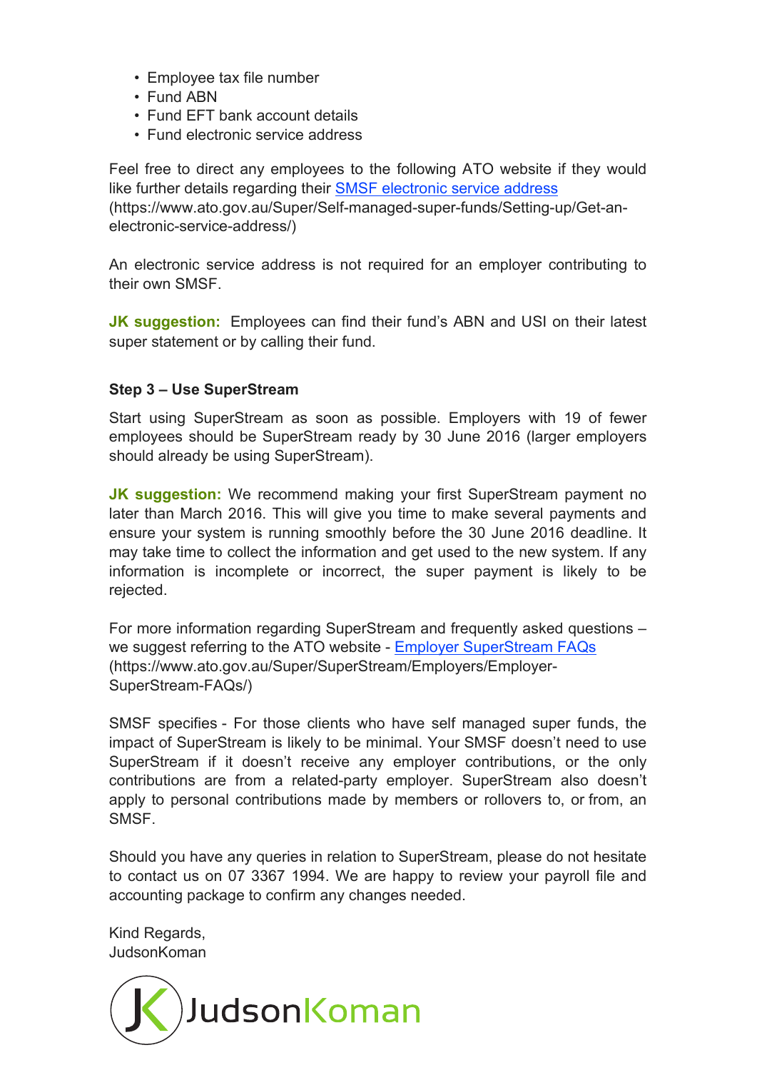- Employee tax file number
- Fund ABN
- Fund EFT bank account details
- Fund electronic service address

Feel free to direct any employees to the following ATO website if they would like further details regarding their SMSF electronic service address (https://www.ato.gov.au/Super/Self-managed-super-funds/Setting-up/Get-an-electronic-service-address/)

An electronic service address is not required for an employer contributing to their own SMSF.

**JK suggestion:** Employees can find their fund's ABN and USI on their latest super statement or by calling their fund.

**Step 3 – Use SuperStream**

Start using SuperStream as soon as possible. Employers with 19 of fewer employees should be SuperStream ready by 30 June 2016 (larger employers should already be using SuperStream).

**JK suggestion:** We recommend making your first SuperStream payment no later than March 2016. This will give you time to make several payments and ensure your system is running smoothly before the 30 June 2016 deadline. It may take time to collect the information and get used to the new system. If any information is incomplete or incorrect, the super payment is likely to be rejected.

For more information regarding SuperStream and frequently asked questions – we suggest referring to the ATO website - Employer SuperStream FAQs (https://www.ato.gov.au/Super/SuperStream/Employers/Employer-SuperStream-FAQs/)

SMSF specifies - For those clients who have self managed super funds, the impact of SuperStream is likely to be minimal. Your SMSF doesn't need to use SuperStream if it doesn't receive any employer contributions, or the only contributions are from a related-party employer. SuperStream also doesn't apply to personal contributions made by members or rollovers to, or from, an SMSF.

Should you have any queries in relation to SuperStream, please do not hesitate to contact us on 07 3367 1994. We are happy to review your payroll file and accounting package to confirm any changes needed.

Kind Regards,
JudsonKoman

JudsonKoman